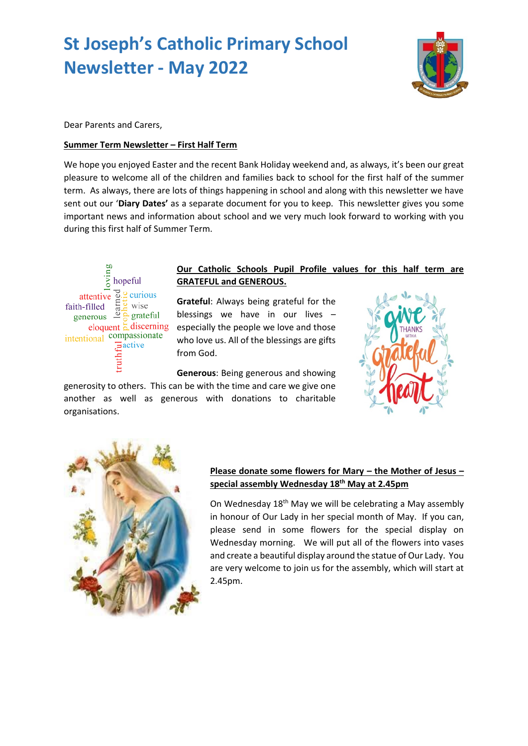# St Joseph's Catholic Primary School Newsletter - May 2022

Dear Parents and Carers,

**Summer Term Newsletter – First Half Term**

We hope you enjoyed Easter and the recent Bank Holiday weekend and, as always, it's been our great pleasure to welcome all of the children and families back to school for the first half of the summer term. As always, there are lots of things happening in school and along with this newsletter we have sent out our '**Diary Dates'** as a separate document for you to keep. This newsletter gives you some important news and information about school and we very much look forward to working with you during this first half of Summer Term.

**Our Catholic Schools Pupil Profile values for this half term are GRATEFUL and GENEROUS.**

**Grateful**: Always being grateful for the blessings we have in our lives – especially the people we love and those who love us. All of the blessings are gifts from God.

**Generous**: Being generous and showing generosity to others. This can be with the time and care we give one another as well as generous with donations to charitable organisations.

**Please donate some flowers for Mary – the Mother of Jesus – special assembly Wednesday 18th May at 2.45pm**

On Wednesday 18th May we will be celebrating a May assembly in honour of Our Lady in her special month of May. If you can, please send in some flowers for the special display on Wednesday morning. We will put all of the flowers into vases and create a beautiful display around the statue of Our Lady. You are very welcome to join us for the assembly, which will start at 2.45pm.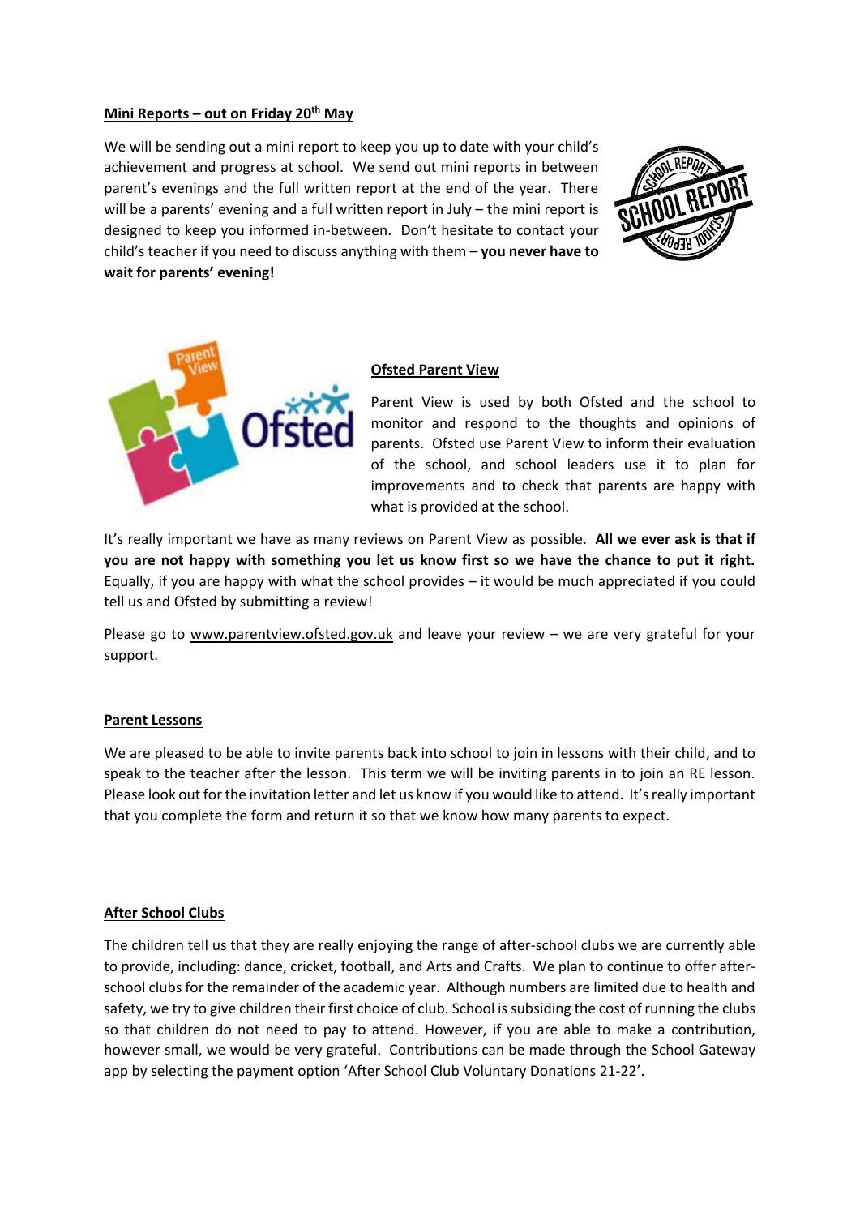**Mini Reports – out on Friday 20th May**

We will be sending out a mini report to keep you up to date with your child's achievement and progress at school. We send out mini reports in between parent's evenings and the full written report at the end of the year. There will be a parents' evening and a full written report in July – the mini report is designed to keep you informed in-between. Don't hesitate to contact your child's teacher if you need to discuss anything with them – **you never have to wait for parents' evening!**

**Ofsted Parent View**

Parent View is used by both Ofsted and the school to monitor and respond to the thoughts and opinions of parents. Ofsted use Parent View to inform their evaluation of the school, and school leaders use it to plan for improvements and to check that parents are happy with what is provided at the school.

It's really important we have as many reviews on Parent View as possible. **All we ever ask is that if you are not happy with something you let us know first so we have the chance to put it right.** Equally, if you are happy with what the school provides – it would be much appreciated if you could tell us and Ofsted by submitting a review!

Please go to www.parentview.ofsted.gov.uk and leave your review – we are very grateful for your support.

**Parent Lessons**

We are pleased to be able to invite parents back into school to join in lessons with their child, and to speak to the teacher after the lesson. This term we will be inviting parents in to join an RE lesson. Please look out for the invitation letter and let us know if you would like to attend. It's really important that you complete the form and return it so that we know how many parents to expect.

**After School Clubs**

The children tell us that they are really enjoying the range of after-school clubs we are currently able to provide, including: dance, cricket, football, and Arts and Crafts. We plan to continue to offer after-school clubs for the remainder of the academic year. Although numbers are limited due to health and safety, we try to give children their first choice of club. School is subsiding the cost of running the clubs so that children do not need to pay to attend. However, if you are able to make a contribution, however small, we would be very grateful. Contributions can be made through the School Gateway app by selecting the payment option 'After School Club Voluntary Donations 21-22'.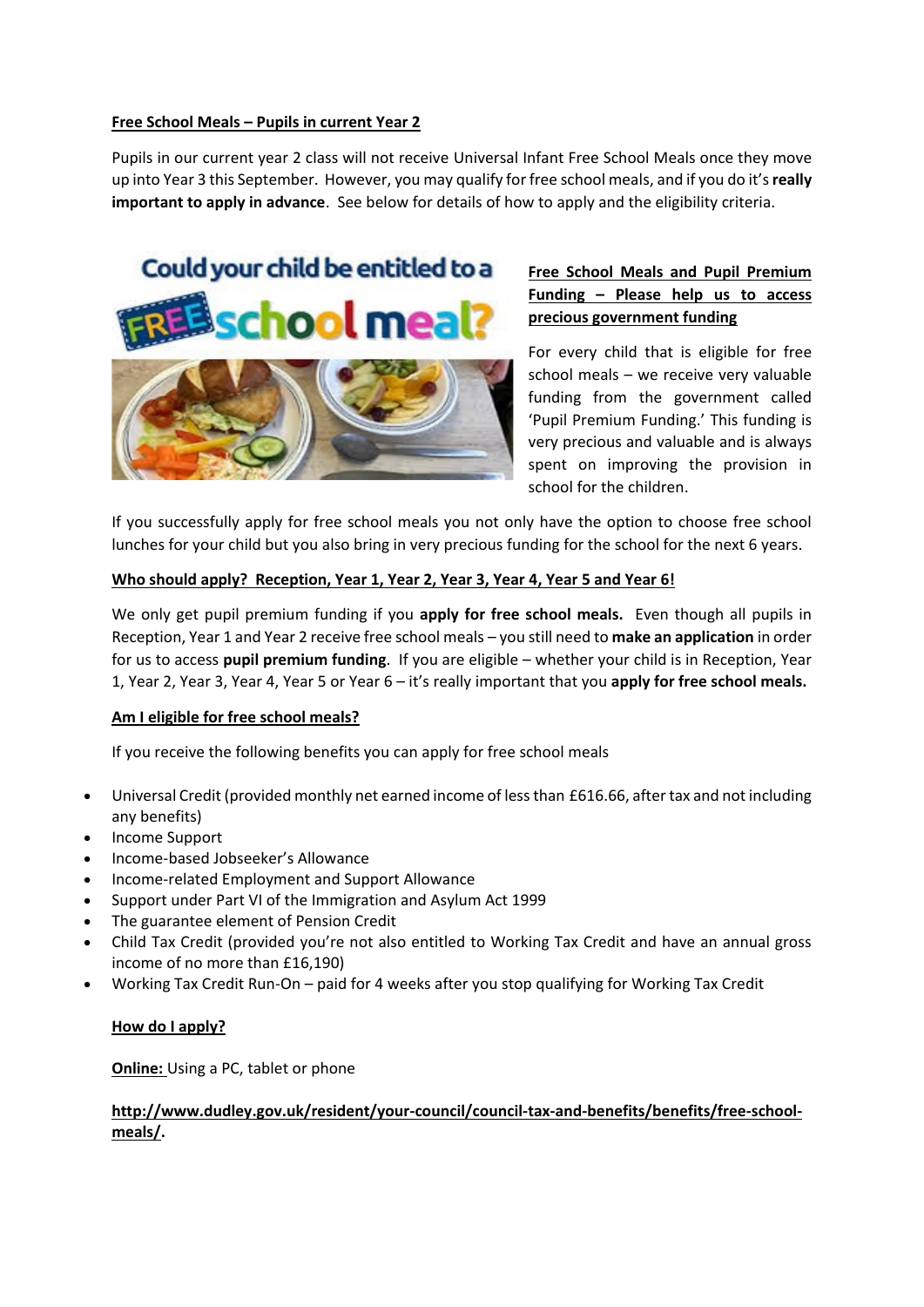**Free School Meals – Pupils in current Year 2**

Pupils in our current year 2 class will not receive Universal Infant Free School Meals once they move up into Year 3 this September. However, you may qualify for free school meals, and if you do it's **really important to apply in advance**. See below for details of how to apply and the eligibility criteria.

**Free School Meals and Pupil Premium Funding – Please help us to access precious government funding**

For every child that is eligible for free school meals – we receive very valuable funding from the government called 'Pupil Premium Funding.' This funding is very precious and valuable and is always spent on improving the provision in school for the children.

If you successfully apply for free school meals you not only have the option to choose free school lunches for your child but you also bring in very precious funding for the school for the next 6 years.

**Who should apply? Reception, Year 1, Year 2, Year 3, Year 4, Year 5 and Year 6!**

We only get pupil premium funding if you **apply for free school meals.** Even though all pupils in Reception, Year 1 and Year 2 receive free school meals – you still need to **make an application** in order for us to access **pupil premium funding**. If you are eligible – whether your child is in Reception, Year 1, Year 2, Year 3, Year 4, Year 5 or Year 6 – it's really important that you **apply for free school meals.**

**Am I eligible for free school meals?**

If you receive the following benefits you can apply for free school meals

- Universal Credit (provided monthly net earned income of less than £616.66, after tax and not including any benefits)
- Income Support
- Income-based Jobseeker's Allowance
- Income-related Employment and Support Allowance
- Support under Part VI of the Immigration and Asylum Act 1999
- The guarantee element of Pension Credit
- Child Tax Credit (provided you're not also entitled to Working Tax Credit and have an annual gross income of no more than £16,190)
- Working Tax Credit Run-On – paid for 4 weeks after you stop qualifying for Working Tax Credit

**How do I apply?**

**Online:** Using a PC, tablet or phone

**http://www.dudley.gov.uk/resident/your-council/council-tax-and-benefits/benefits/free-school-meals/.**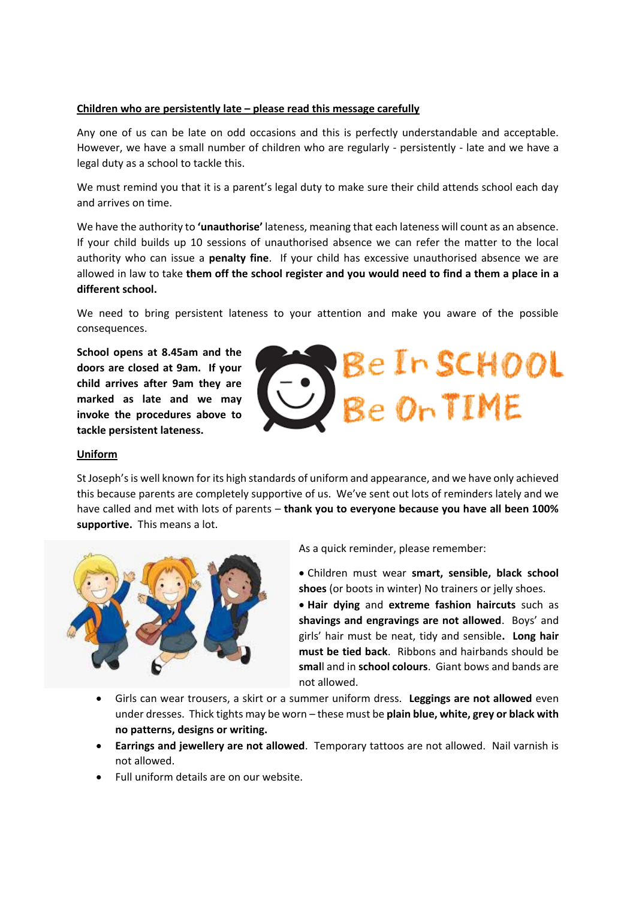**Children who are persistently late – please read this message carefully**

Any one of us can be late on odd occasions and this is perfectly understandable and acceptable. However, we have a small number of children who are regularly - persistently - late and we have a legal duty as a school to tackle this.

We must remind you that it is a parent's legal duty to make sure their child attends school each day and arrives on time.

We have the authority to **'unauthorise'** lateness, meaning that each lateness will count as an absence. If your child builds up 10 sessions of unauthorised absence we can refer the matter to the local authority who can issue a **penalty fine**. If your child has excessive unauthorised absence we are allowed in law to take **them off the school register and you would need to find a them a place in a different school.**

We need to bring persistent lateness to your attention and make you aware of the possible consequences.

**School opens at 8.45am and the doors are closed at 9am. If your child arrives after 9am they are marked as late and we may invoke the procedures above to tackle persistent lateness.**

Be In SCHOOL
Be On TIME

**Uniform**

St Joseph's is well known for its high standards of uniform and appearance, and we have only achieved this because parents are completely supportive of us. We've sent out lots of reminders lately and we have called and met with lots of parents – **thank you to everyone because you have all been 100% supportive.** This means a lot.

As a quick reminder, please remember:

- Children must wear **smart, sensible, black school shoes** (or boots in winter) No trainers or jelly shoes.
- **Hair dying** and **extreme fashion haircuts** such as **shavings and engravings are not allowed**. Boys' and girls' hair must be neat, tidy and sensible**. Long hair must be tied back**. Ribbons and hairbands should be **small** and in **school colours**. Giant bows and bands are not allowed.
- Girls can wear trousers, a skirt or a summer uniform dress. **Leggings are not allowed** even under dresses. Thick tights may be worn – these must be **plain blue, white, grey or black with no patterns, designs or writing.**
- **Earrings and jewellery are not allowed**. Temporary tattoos are not allowed. Nail varnish is not allowed.
- Full uniform details are on our website.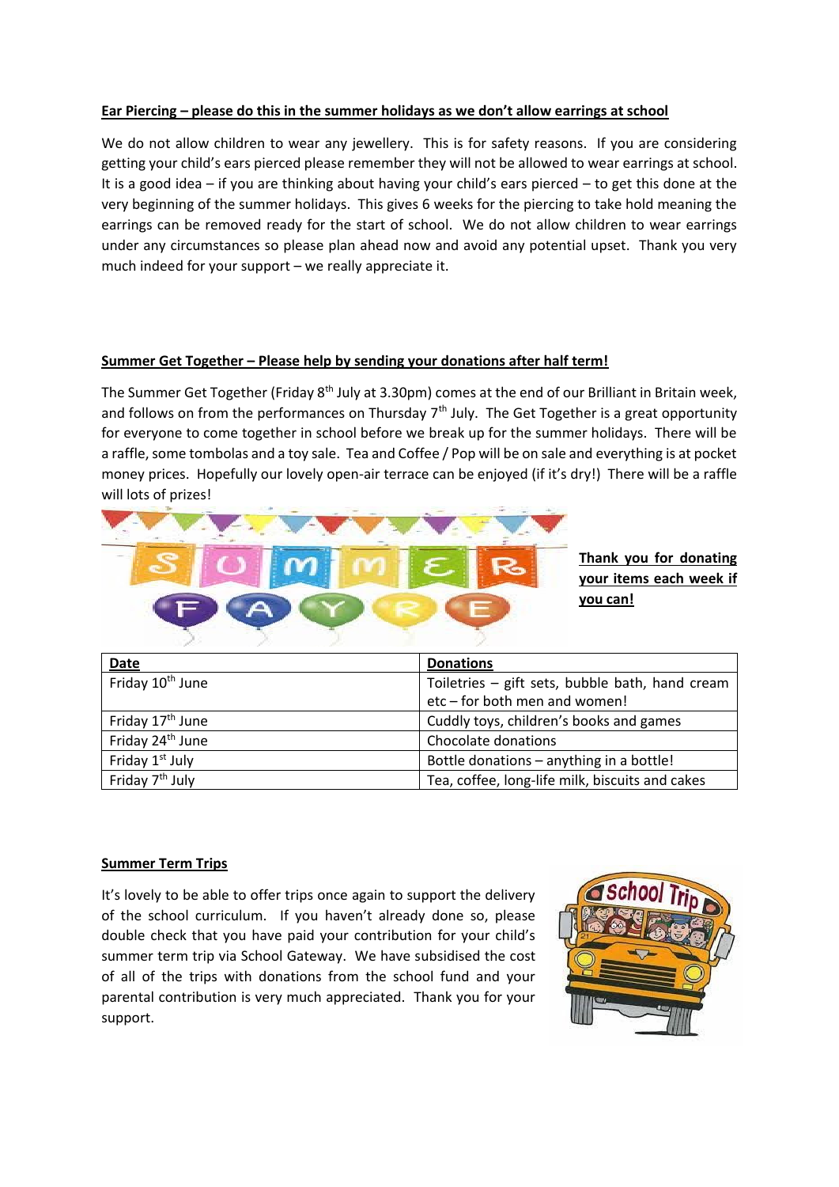**Ear Piercing – please do this in the summer holidays as we don't allow earrings at school**

We do not allow children to wear any jewellery. This is for safety reasons. If you are considering getting your child's ears pierced please remember they will not be allowed to wear earrings at school. It is a good idea – if you are thinking about having your child's ears pierced – to get this done at the very beginning of the summer holidays. This gives 6 weeks for the piercing to take hold meaning the earrings can be removed ready for the start of school. We do not allow children to wear earrings under any circumstances so please plan ahead now and avoid any potential upset. Thank you very much indeed for your support – we really appreciate it.

**Summer Get Together – Please help by sending your donations after half term!**

The Summer Get Together (Friday 8th July at 3.30pm) comes at the end of our Brilliant in Britain week, and follows on from the performances on Thursday 7th July. The Get Together is a great opportunity for everyone to come together in school before we break up for the summer holidays. There will be a raffle, some tombolas and a toy sale. Tea and Coffee / Pop will be on sale and everything is at pocket money prices. Hopefully our lovely open-air terrace can be enjoyed (if it's dry!) There will be a raffle will lots of prizes!

**Thank you for donating your items each week if you can!**

| Date | Donations |
|---|---|
| Friday 10th June | Toiletries – gift sets, bubble bath, hand cream etc – for both men and women! |
| Friday 17th June | Cuddly toys, children's books and games |
| Friday 24th June | Chocolate donations |
| Friday 1st July | Bottle donations – anything in a bottle! |
| Friday 7th July | Tea, coffee, long-life milk, biscuits and cakes |

**Summer Term Trips**

It's lovely to be able to offer trips once again to support the delivery of the school curriculum. If you haven't already done so, please double check that you have paid your contribution for your child's summer term trip via School Gateway. We have subsidised the cost of all of the trips with donations from the school fund and your parental contribution is very much appreciated. Thank you for your support.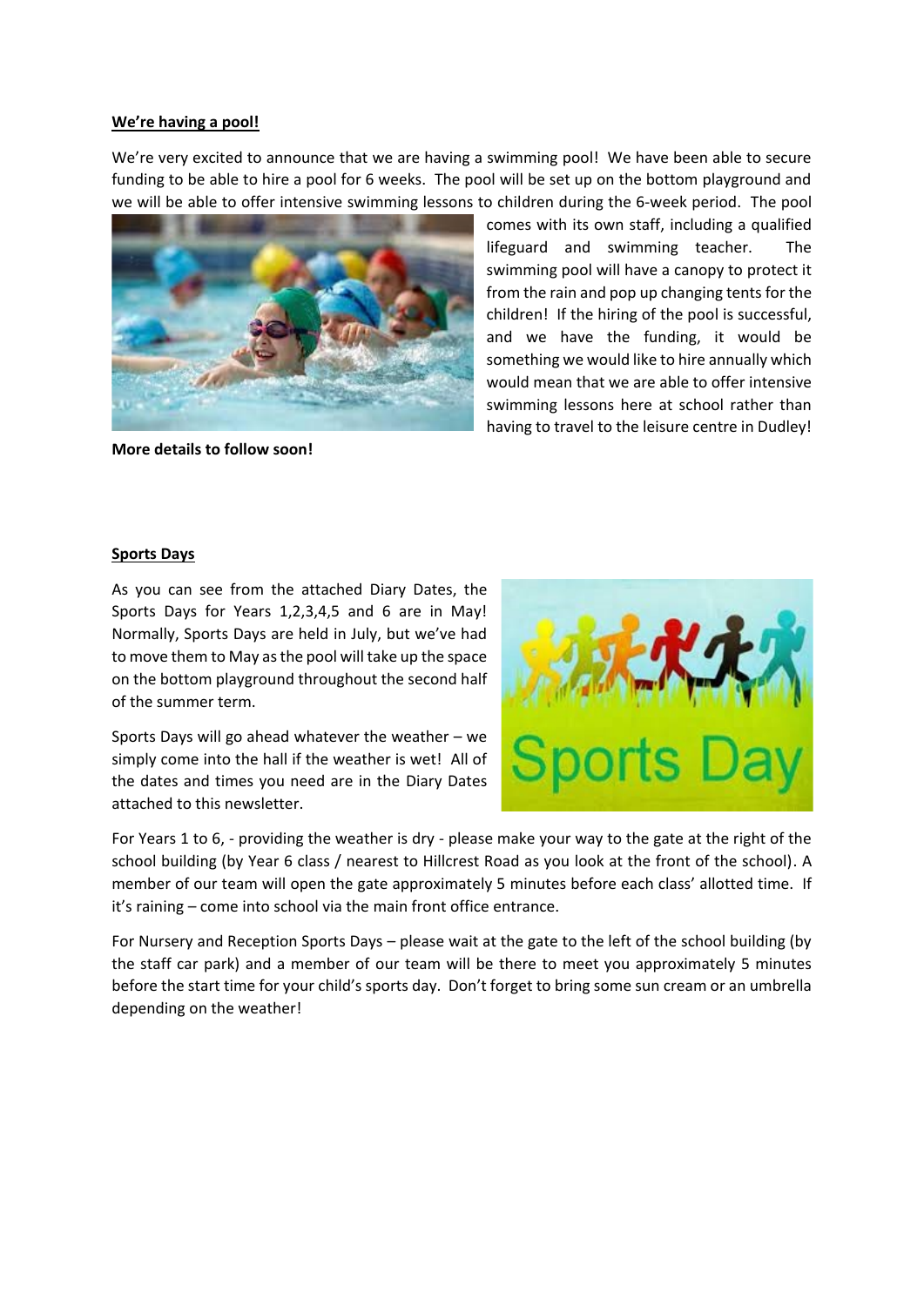**We're having a pool!**

We're very excited to announce that we are having a swimming pool! We have been able to secure funding to be able to hire a pool for 6 weeks. The pool will be set up on the bottom playground and we will be able to offer intensive swimming lessons to children during the 6-week period. The pool comes with its own staff, including a qualified lifeguard and swimming teacher. The swimming pool will have a canopy to protect it from the rain and pop up changing tents for the children! If the hiring of the pool is successful, and we have the funding, it would be something we would like to hire annually which would mean that we are able to offer intensive swimming lessons here at school rather than having to travel to the leisure centre in Dudley!

**More details to follow soon!**

**Sports Days**

As you can see from the attached Diary Dates, the Sports Days for Years 1,2,3,4,5 and 6 are in May! Normally, Sports Days are held in July, but we've had to move them to May as the pool will take up the space on the bottom playground throughout the second half of the summer term.

Sports Days will go ahead whatever the weather – we simply come into the hall if the weather is wet! All of the dates and times you need are in the Diary Dates attached to this newsletter.

For Years 1 to 6, - providing the weather is dry - please make your way to the gate at the right of the school building (by Year 6 class / nearest to Hillcrest Road as you look at the front of the school). A member of our team will open the gate approximately 5 minutes before each class' allotted time. If it's raining – come into school via the main front office entrance.

For Nursery and Reception Sports Days – please wait at the gate to the left of the school building (by the staff car park) and a member of our team will be there to meet you approximately 5 minutes before the start time for your child's sports day. Don't forget to bring some sun cream or an umbrella depending on the weather!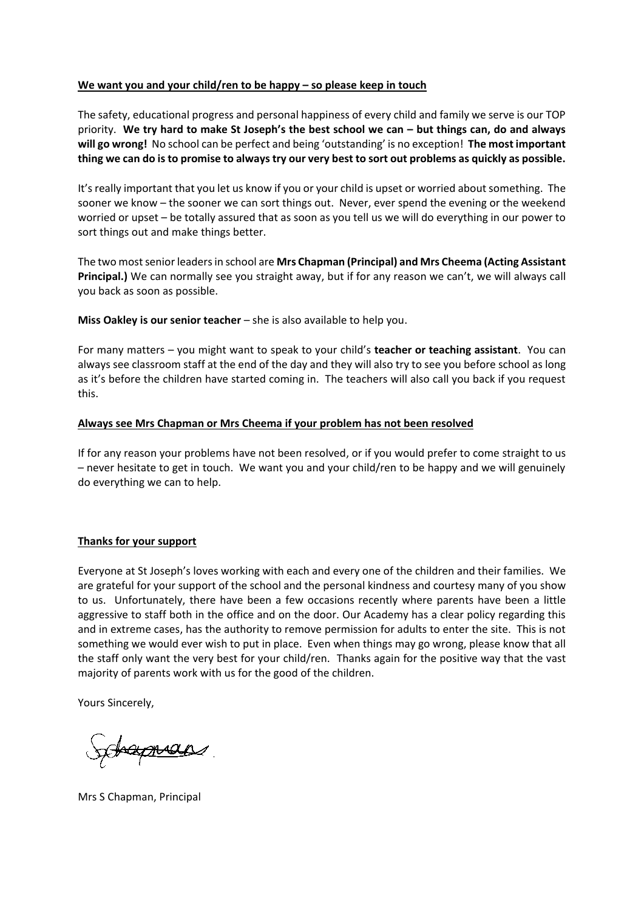**<u>We want you and your child/ren to be happy – so please keep in touch</u>**

The safety, educational progress and personal happiness of every child and family we serve is our TOP priority. **We try hard to make St Joseph's the best school we can – but things can, do and always will go wrong!** No school can be perfect and being 'outstanding' is no exception! **The most important thing we can do is to promise to always try our very best to sort out problems as quickly as possible.**

It's really important that you let us know if you or your child is upset or worried about something. The sooner we know – the sooner we can sort things out. Never, ever spend the evening or the weekend worried or upset – be totally assured that as soon as you tell us we will do everything in our power to sort things out and make things better.

The two most senior leaders in school are **Mrs Chapman (Principal) and Mrs Cheema (Acting Assistant Principal.)** We can normally see you straight away, but if for any reason we can't, we will always call you back as soon as possible.

**Miss Oakley is our senior teacher** – she is also available to help you.

For many matters – you might want to speak to your child's **teacher or teaching assistant**. You can always see classroom staff at the end of the day and they will also try to see you before school as long as it's before the children have started coming in. The teachers will also call you back if you request this.

**<u>Always see Mrs Chapman or Mrs Cheema if your problem has not been resolved</u>**

If for any reason your problems have not been resolved, or if you would prefer to come straight to us – never hesitate to get in touch. We want you and your child/ren to be happy and we will genuinely do everything we can to help.

**<u>Thanks for your support</u>**

Everyone at St Joseph's loves working with each and every one of the children and their families. We are grateful for your support of the school and the personal kindness and courtesy many of you show to us. Unfortunately, there have been a few occasions recently where parents have been a little aggressive to staff both in the office and on the door. Our Academy has a clear policy regarding this and in extreme cases, has the authority to remove permission for adults to enter the site. This is not something we would ever wish to put in place. Even when things may go wrong, please know that all the staff only want the very best for your child/ren. Thanks again for the positive way that the vast majority of parents work with us for the good of the children.

Yours Sincerely,

S Chapman

Mrs S Chapman, Principal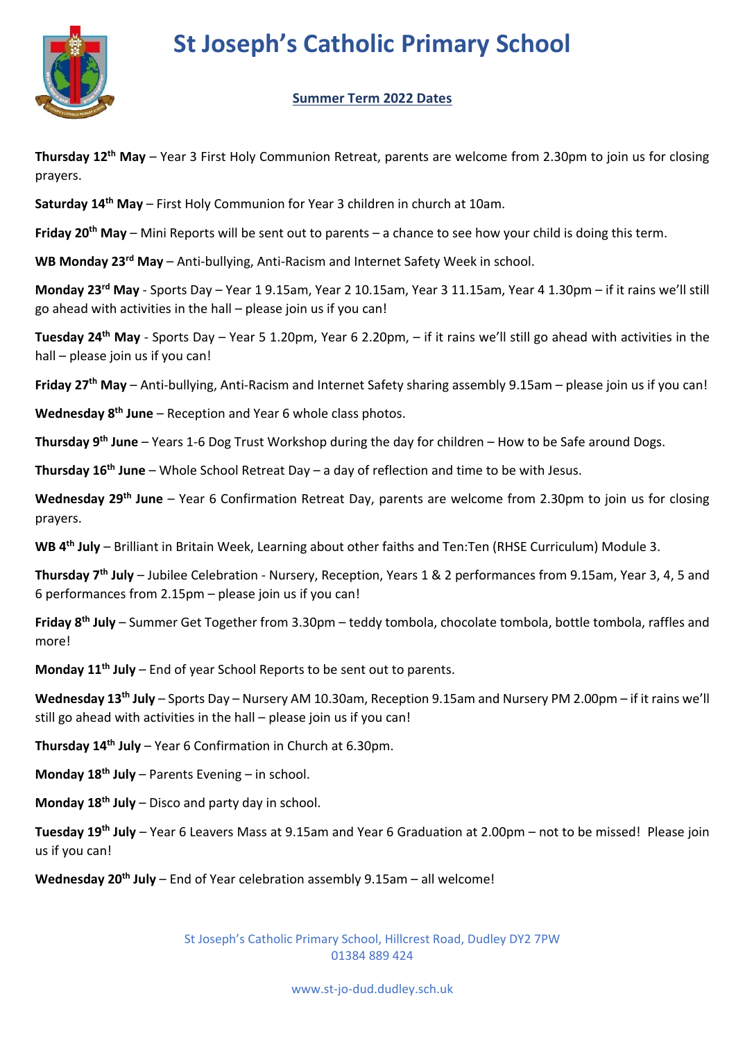# St Joseph's Catholic Primary School

**Summer Term 2022 Dates**

**Thursday 12th May** – Year 3 First Holy Communion Retreat, parents are welcome from 2.30pm to join us for closing prayers.

**Saturday 14th May** – First Holy Communion for Year 3 children in church at 10am.

**Friday 20th May** – Mini Reports will be sent out to parents – a chance to see how your child is doing this term.

**WB Monday 23rd May** – Anti-bullying, Anti-Racism and Internet Safety Week in school.

**Monday 23rd May** - Sports Day – Year 1 9.15am, Year 2 10.15am, Year 3 11.15am, Year 4 1.30pm – if it rains we'll still go ahead with activities in the hall – please join us if you can!

**Tuesday 24th May** - Sports Day – Year 5 1.20pm, Year 6 2.20pm, – if it rains we'll still go ahead with activities in the hall – please join us if you can!

**Friday 27th May** – Anti-bullying, Anti-Racism and Internet Safety sharing assembly 9.15am – please join us if you can!

**Wednesday 8th June** – Reception and Year 6 whole class photos.

**Thursday 9th June** – Years 1-6 Dog Trust Workshop during the day for children – How to be Safe around Dogs.

**Thursday 16th June** – Whole School Retreat Day – a day of reflection and time to be with Jesus.

**Wednesday 29th June** – Year 6 Confirmation Retreat Day, parents are welcome from 2.30pm to join us for closing prayers.

**WB 4th July** – Brilliant in Britain Week, Learning about other faiths and Ten:Ten (RHSE Curriculum) Module 3.

**Thursday 7th July** – Jubilee Celebration - Nursery, Reception, Years 1 & 2 performances from 9.15am, Year 3, 4, 5 and 6 performances from 2.15pm – please join us if you can!

**Friday 8th July** – Summer Get Together from 3.30pm – teddy tombola, chocolate tombola, bottle tombola, raffles and more!

**Monday 11th July** – End of year School Reports to be sent out to parents.

**Wednesday 13th July** – Sports Day – Nursery AM 10.30am, Reception 9.15am and Nursery PM 2.00pm – if it rains we'll still go ahead with activities in the hall – please join us if you can!

**Thursday 14th July** – Year 6 Confirmation in Church at 6.30pm.

**Monday 18th July** – Parents Evening – in school.

**Monday 18th July** – Disco and party day in school.

**Tuesday 19th July** – Year 6 Leavers Mass at 9.15am and Year 6 Graduation at 2.00pm – not to be missed! Please join us if you can!

**Wednesday 20th July** – End of Year celebration assembly 9.15am – all welcome!

St Joseph's Catholic Primary School, Hillcrest Road, Dudley DY2 7PW
01384 889 424

www.st-jo-dud.dudley.sch.uk